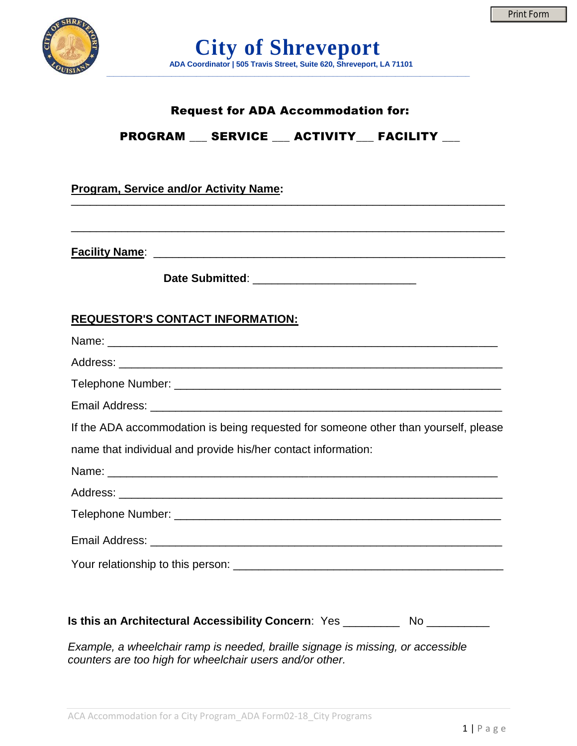# City of Shreveport

**ADA Coordinator | 505 Travis Street, Suite 620, Shreveport, LA 71101**

## Request for ADA Accommodation for:

**PROGRAM ___ SERVICE ___ ACTIVITY___ FACILITY ___**

**Program, Service and/or Activity Name:** ______________________________________________________________

______________________________________________________________

**Facility Name**: ______________________________________________________________

**Date Submitted**: ___________________________

**REQUESTOR'S CONTACT INFORMATION:**

Name: ______________________________________________________________

Address: ______________________________________________________________

Telephone Number: ______________________________________________________________

Email Address: ______________________________________________________________

If the ADA accommodation is being requested for someone other than yourself, please name that individual and provide his/her contact information:

Name: ______________________________________________________________

Address: ______________________________________________________________

Telephone Number: ______________________________________________________________

Email Address: ______________________________________________________________

Your relationship to this person: ___________________________________________

**Is this an Architectural Accessibility Concern**: Yes _________ No __________

*Example, a wheelchair ramp is needed, braille signage is missing, or accessible counters are too high for wheelchair users and/or other.*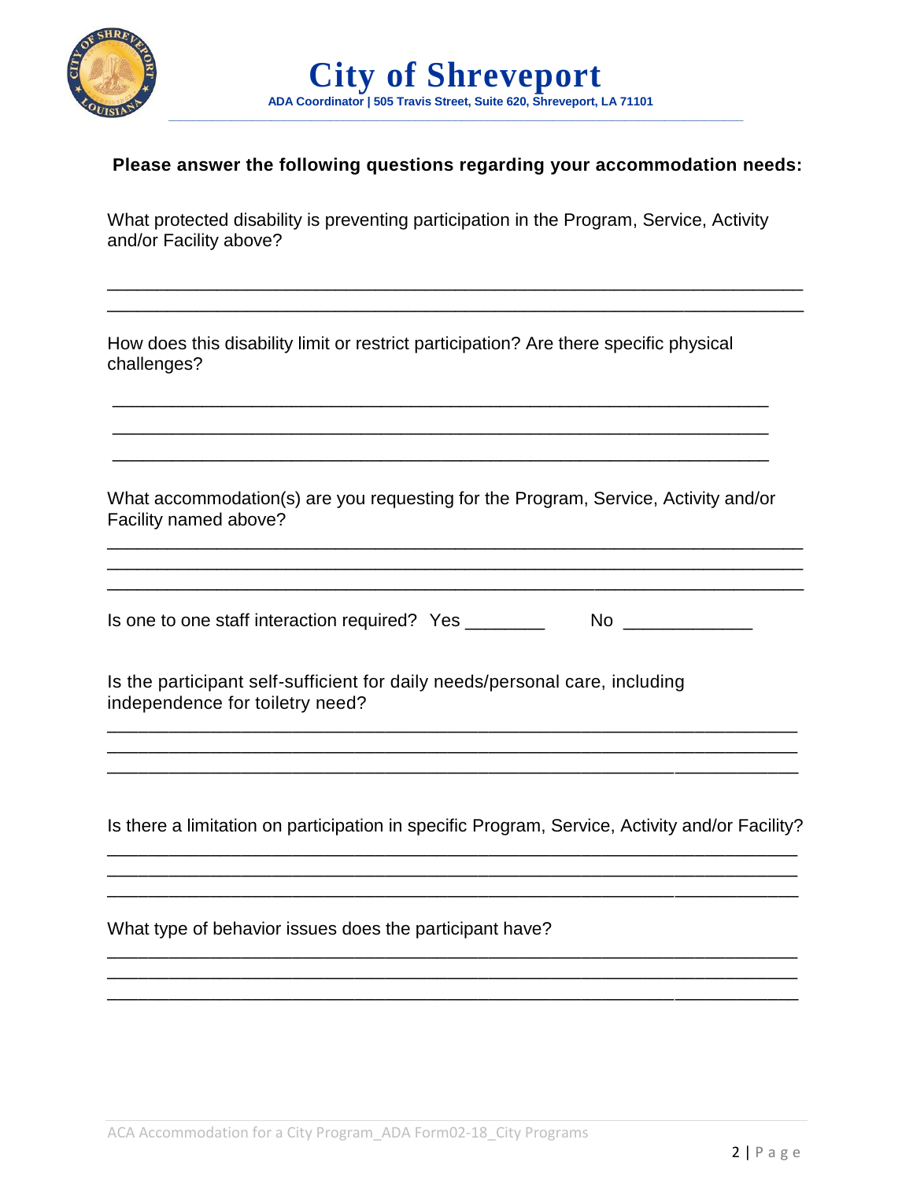**Please answer the following questions regarding your accommodation needs:**

What protected disability is preventing participation in the Program, Service, Activity and/or Facility above?

______________________________________________________________________

______________________________________________________________________

How does this disability limit or restrict participation? Are there specific physical challenges?

______________________________________________________________________

______________________________________________________________________

______________________________________________________________________

What accommodation(s) are you requesting for the Program, Service, Activity and/or Facility named above?

______________________________________________________________________

______________________________________________________________________

______________________________________________________________________

Is one to one staff interaction required? Yes ________ No ____________

Is the participant self-sufficient for daily needs/personal care, including independence for toiletry need?

______________________________________________________________________

______________________________________________________________________

______________________________________________________________________

Is there a limitation on participation in specific Program, Service, Activity and/or Facility?

______________________________________________________________________

______________________________________________________________________

______________________________________________________________________

What type of behavior issues does the participant have?

______________________________________________________________________

______________________________________________________________________

______________________________________________________________________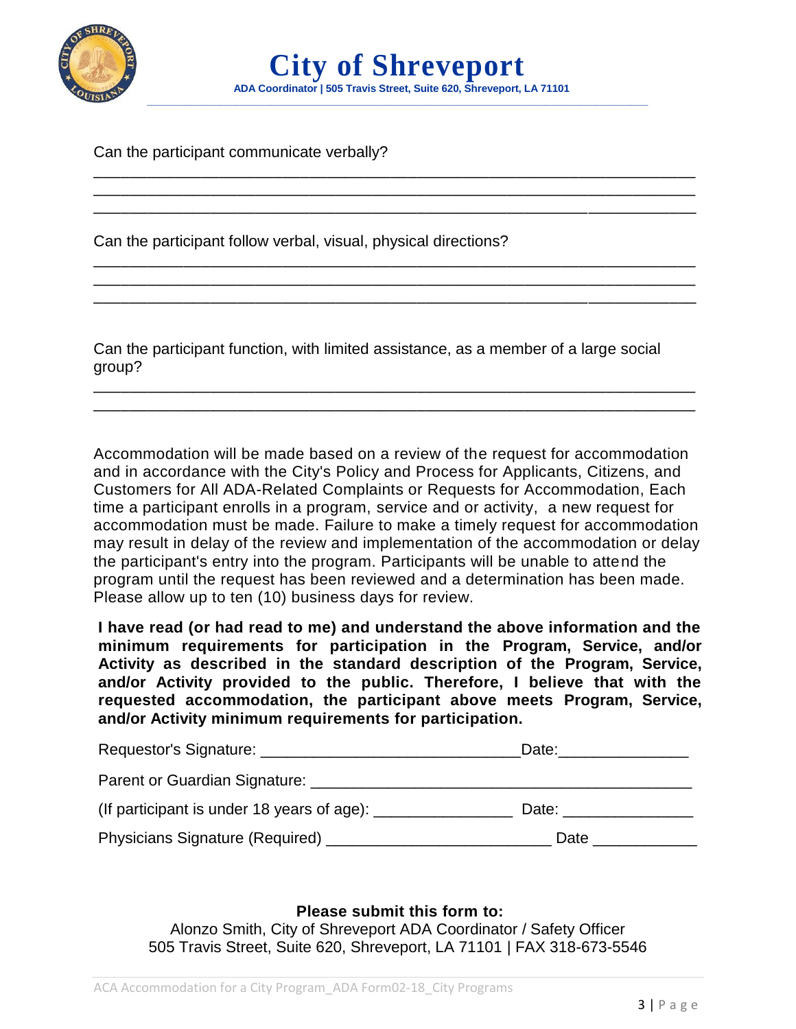Can the participant communicate verbally?

\_\_\_\_\_\_\_\_\_\_\_\_\_\_\_\_\_\_\_\_\_\_\_\_\_\_\_\_\_\_\_\_\_\_\_\_\_\_\_\_\_\_\_\_\_\_\_\_\_\_\_\_\_\_\_\_\_\_\_\_\_\_\_\_\_\_\_\_\_\_
\_\_\_\_\_\_\_\_\_\_\_\_\_\_\_\_\_\_\_\_\_\_\_\_\_\_\_\_\_\_\_\_\_\_\_\_\_\_\_\_\_\_\_\_\_\_\_\_\_\_\_\_\_\_\_\_\_\_\_\_\_\_\_\_\_\_\_\_\_\_
\_\_\_\_\_\_\_\_\_\_\_\_\_\_\_\_\_\_\_\_\_\_\_\_\_\_\_\_\_\_\_\_\_\_\_\_\_\_\_\_\_\_\_\_\_\_\_\_\_\_\_\_\_\_\_\_\_\_\_\_\_\_\_\_\_\_\_\_\_\_

Can the participant follow verbal, visual, physical directions?

\_\_\_\_\_\_\_\_\_\_\_\_\_\_\_\_\_\_\_\_\_\_\_\_\_\_\_\_\_\_\_\_\_\_\_\_\_\_\_\_\_\_\_\_\_\_\_\_\_\_\_\_\_\_\_\_\_\_\_\_\_\_\_\_\_\_\_\_\_\_
\_\_\_\_\_\_\_\_\_\_\_\_\_\_\_\_\_\_\_\_\_\_\_\_\_\_\_\_\_\_\_\_\_\_\_\_\_\_\_\_\_\_\_\_\_\_\_\_\_\_\_\_\_\_\_\_\_\_\_\_\_\_\_\_\_\_\_\_\_\_
\_\_\_\_\_\_\_\_\_\_\_\_\_\_\_\_\_\_\_\_\_\_\_\_\_\_\_\_\_\_\_\_\_\_\_\_\_\_\_\_\_\_\_\_\_\_\_\_\_\_\_\_\_\_\_\_\_\_\_\_\_\_\_\_\_\_\_\_\_\_

Can the participant function, with limited assistance, as a member of a large social group?

\_\_\_\_\_\_\_\_\_\_\_\_\_\_\_\_\_\_\_\_\_\_\_\_\_\_\_\_\_\_\_\_\_\_\_\_\_\_\_\_\_\_\_\_\_\_\_\_\_\_\_\_\_\_\_\_\_\_\_\_\_\_\_\_\_\_\_\_\_\_
\_\_\_\_\_\_\_\_\_\_\_\_\_\_\_\_\_\_\_\_\_\_\_\_\_\_\_\_\_\_\_\_\_\_\_\_\_\_\_\_\_\_\_\_\_\_\_\_\_\_\_\_\_\_\_\_\_\_\_\_\_\_\_\_\_\_\_\_\_\_

Accommodation will be made based on a review of the request for accommodation and in accordance with the City's Policy and Process for Applicants, Citizens, and Customers for All ADA-Related Complaints or Requests for Accommodation, Each time a participant enrolls in a program, service and or activity, a new request for accommodation must be made. Failure to make a timely request for accommodation may result in delay of the review and implementation of the accommodation or delay the participant's entry into the program. Participants will be unable to attend the program until the request has been reviewed and a determination has been made. Please allow up to ten (10) business days for review.

**I have read (or had read to me) and understand the above information and the minimum requirements for participation in the Program, Service, and/or Activity as described in the standard description of the Program, Service, and/or Activity provided to the public. Therefore, I believe that with the requested accommodation, the participant above meets Program, Service, and/or Activity minimum requirements for participation.**

Requestor's Signature: \_\_\_\_\_\_\_\_\_\_\_\_\_\_\_\_\_\_\_\_\_\_\_\_\_\_\_\_\_\_Date:\_\_\_\_\_\_\_\_\_\_\_\_\_\_\_

Parent or Guardian Signature: \_\_\_\_\_\_\_\_\_\_\_\_\_\_\_\_\_\_\_\_\_\_\_\_\_\_\_\_\_\_\_\_\_\_\_\_\_\_\_\_\_\_\_

(If participant is under 18 years of age): \_\_\_\_\_\_\_\_\_\_\_\_\_\_\_\_ Date: \_\_\_\_\_\_\_\_\_\_\_\_\_\_\_

Physicians Signature (Required) \_\_\_\_\_\_\_\_\_\_\_\_\_\_\_\_\_\_\_\_\_\_\_\_\_\_ Date \_\_\_\_\_\_\_\_\_\_\_\_

**Please submit this form to:**

Alonzo Smith, City of Shreveport ADA Coordinator / Safety Officer
505 Travis Street, Suite 620, Shreveport, LA 71101 | FAX 318-673-5546